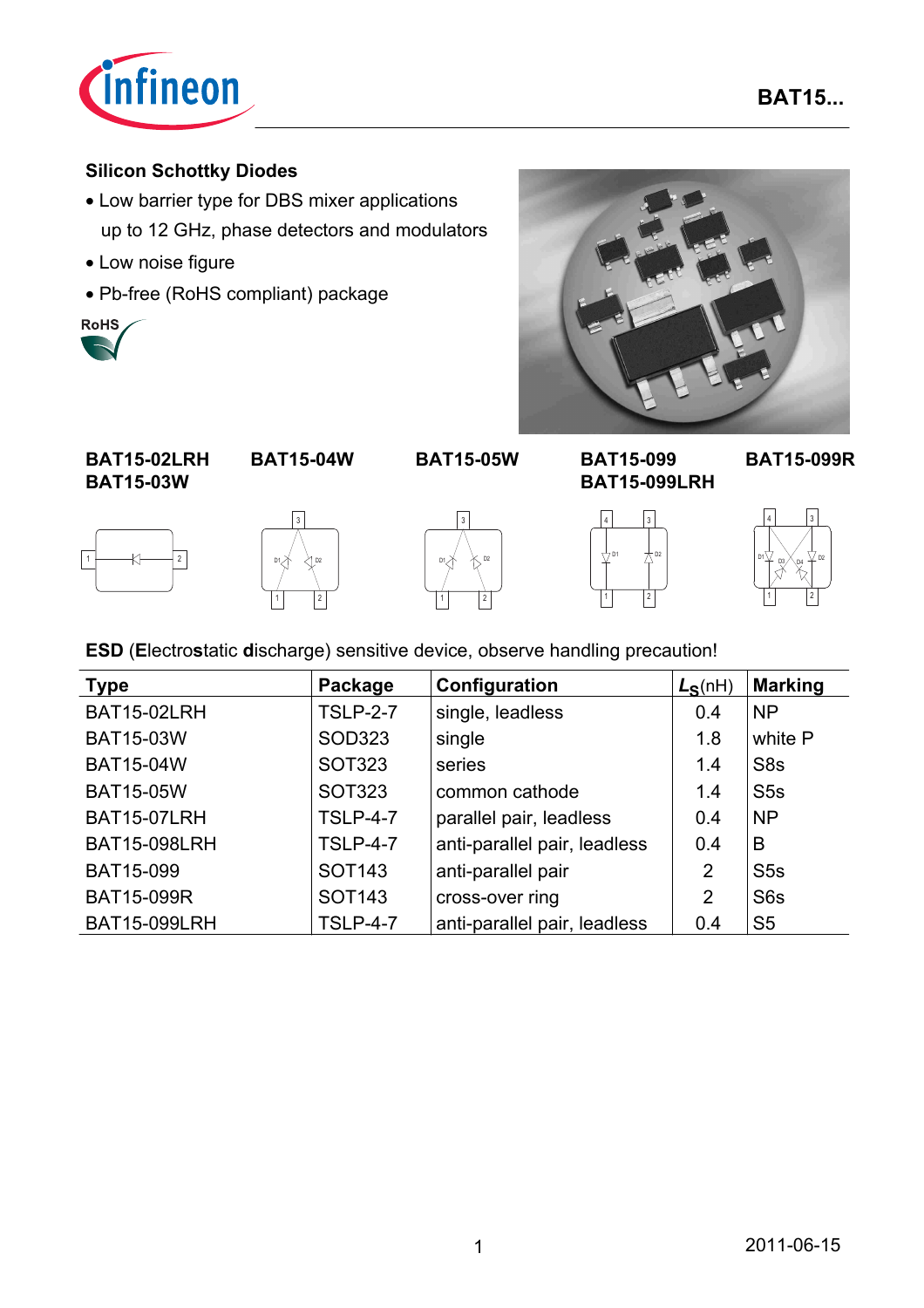# Silicon Schottky Diodes

- Low barrier type for DBS mixer applications up to 12 GHz, phase detectors and modulators
- Low noise figure
- Pb-free (RoHS compliant) package

**BAT15-02LRH**
**BAT15-03W**

**BAT15-04W**

**BAT15-05W**

**BAT15-099**
**BAT15-099LRH**

**BAT15-099R**

**ESD** (**E**lectro**s**tatic **d**ischarge) sensitive device, observe handling precaution!

| Type | Package | Configuration | $L_S$(nH) | Marking |
|---|---|---|---|---|
| BAT15-02LRH | TSLP-2-7 | single, leadless | 0.4 | NP |
| BAT15-03W | SOD323 | single | 1.8 | white P |
| BAT15-04W | SOT323 | series | 1.4 | S8s |
| BAT15-05W | SOT323 | common cathode | 1.4 | S5s |
| BAT15-07LRH | TSLP-4-7 | parallel pair, leadless | 0.4 | NP |
| BAT15-098LRH | TSLP-4-7 | anti-parallel pair, leadless | 0.4 | B |
| BAT15-099 | SOT143 | anti-parallel pair | 2 | S5s |
| BAT15-099R | SOT143 | cross-over ring | 2 | S6s |
| BAT15-099LRH | TSLP-4-7 | anti-parallel pair, leadless | 0.4 | S5 |

2011-06-15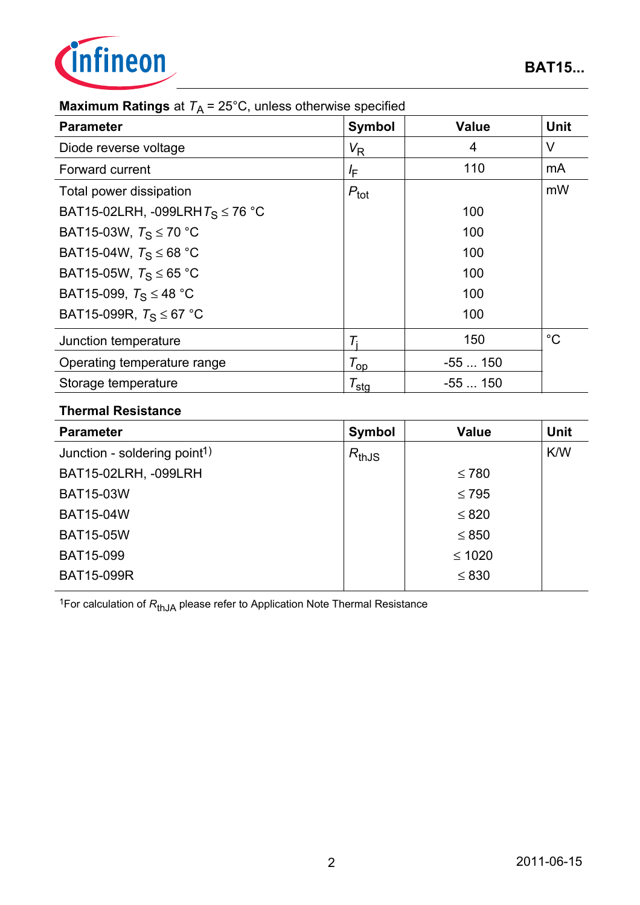**Maximum Ratings** at $T_A$ = 25°C, unless otherwise specified

| Parameter | Symbol | Value | Unit |
|---|---|---|---|
| Diode reverse voltage | $V_R$ | 4 | V |
| Forward current | $I_F$ | 110 | mA |
| Total power dissipation | $P_{tot}$ | | mW |
| BAT15-02LRH, -099LRH $T_S \leq 76$ °C | | 100 | |
| BAT15-03W, $T_S \leq 70$ °C | | 100 | |
| BAT15-04W, $T_S \leq 68$ °C | | 100 | |
| BAT15-05W, $T_S \leq 65$ °C | | 100 | |
| BAT15-099, $T_S \leq 48$ °C | | 100 | |
| BAT15-099R, $T_S \leq 67$ °C | | 100 | |
| Junction temperature | $T_j$ | 150 | °C |
| Operating temperature range | $T_{op}$ | -55 ... 150 | |
| Storage temperature | $T_{stg}$ | -55 ... 150 | |

**Thermal Resistance**

| Parameter | Symbol | Value | Unit |
|---|---|---|---|
| Junction - soldering point[1] | $R_{thJS}$ | | K/W |
| BAT15-02LRH, -099LRH | | ≤ 780 | |
| BAT15-03W | | ≤ 795 | |
| BAT15-04W | | ≤ 820 | |
| BAT15-05W | | ≤ 850 | |
| BAT15-099 | | ≤ 1020 | |
| BAT15-099R | | ≤ 830 | |

[1]For calculation of $R_{thJA}$ please refer to Application Note Thermal Resistance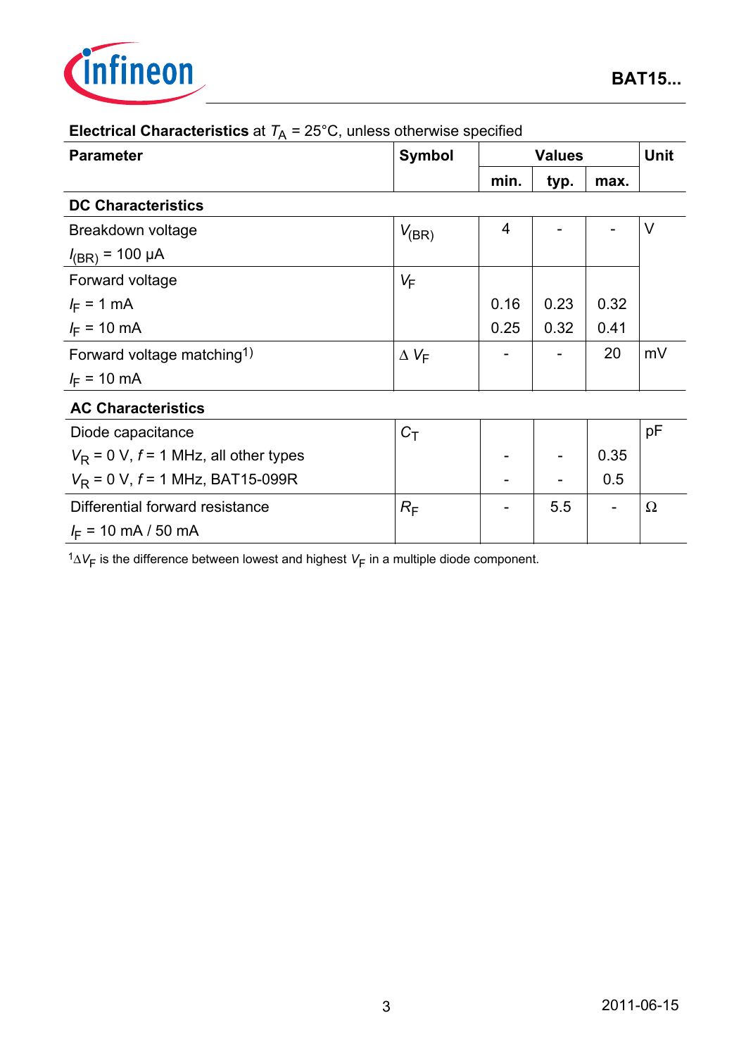**Electrical Characteristics** at $T_A$ = 25°C, unless otherwise specified

| Parameter | Symbol | Values | | | Unit |
|---|---|---|---|---|---|
| | | min. | typ. | max. | |
| **DC Characteristics** | | | | | |
| Breakdown voltage<br>$I_{(BR)}$ = 100 µA | $V_{(BR)}$ | 4 | - | - | V |
| Forward voltage<br>$I_F$ = 1 mA<br>$I_F$ = 10 mA | $V_F$ | <br>0.16<br>0.25 | <br>0.23<br>0.32 | <br>0.32<br>0.41 | |
| Forward voltage matching[1)]<br>$I_F$ = 10 mA | $\Delta V_F$ | - | - | 20 | mV |
| **AC Characteristics** | | | | | |
| Diode capacitance<br>$V_R$ = 0 V, $f$ = 1 MHz, all other types<br>$V_R$ = 0 V, $f$ = 1 MHz, BAT15-099R | $C_T$ | <br>-<br>- | <br>-<br>- | <br>0.35<br>0.5 | pF |
| Differential forward resistance<br>$I_F$ = 10 mA / 50 mA | $R_F$ | - | 5.5 | - | Ω |

[1]$\Delta V_F$ is the difference between lowest and highest $V_F$ in a multiple diode component.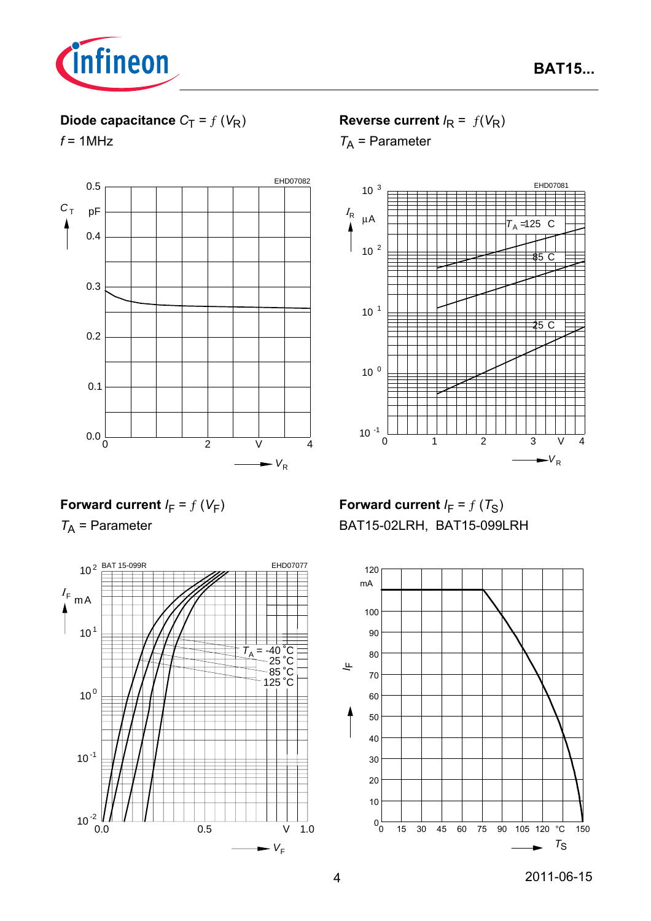**Diode capacitance** $C_T = f(V_R)$

$f$ = 1MHz

**Reverse current** $I_R = f(V_R)$

$T_A$ = Parameter

**Forward current** $I_F = f(V_F)$

$T_A$ = Parameter

**Forward current** $I_F = f(T_S)$

BAT15-02LRH, BAT15-099LRH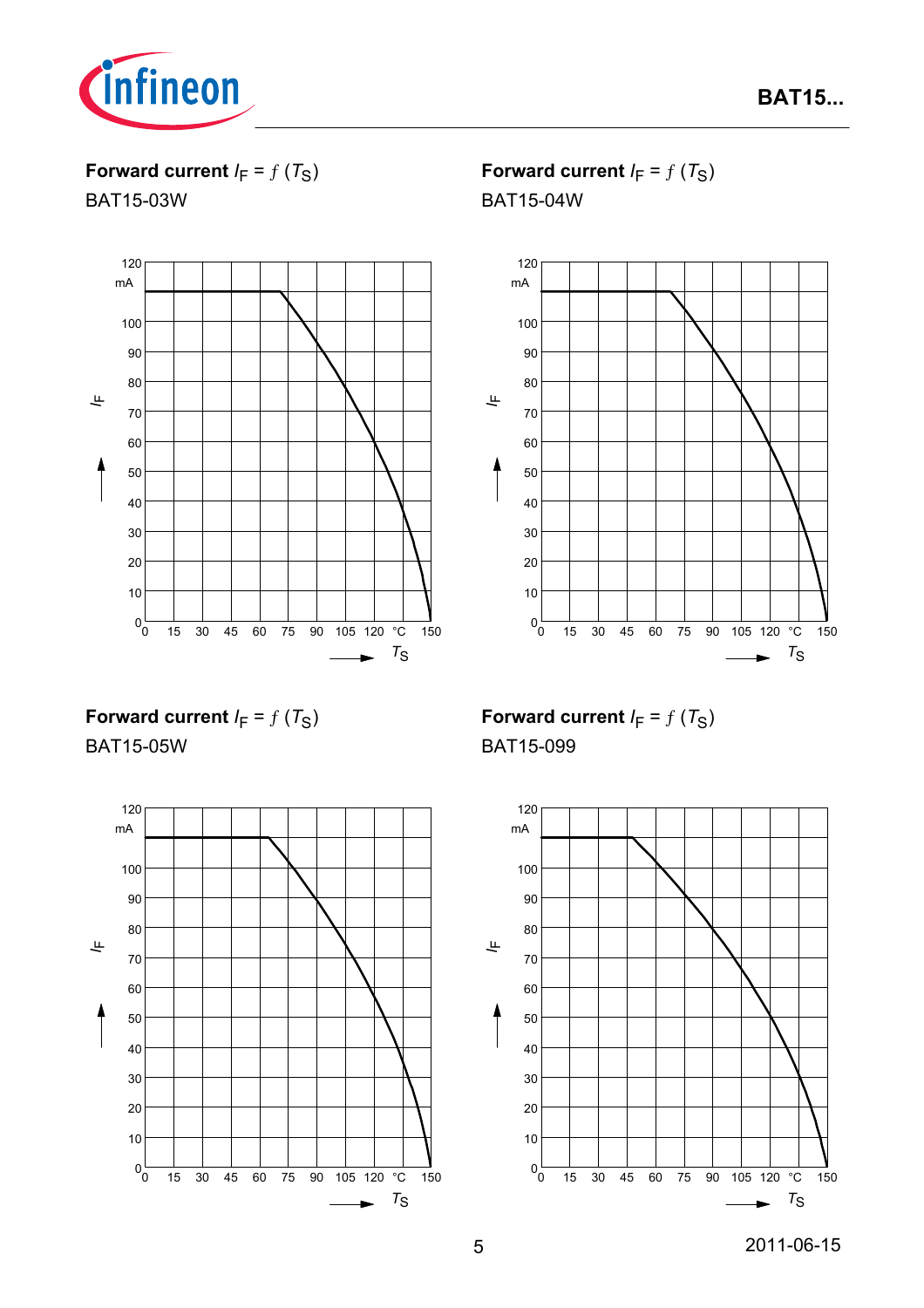**Forward current $I_F = f(T_S)$**

BAT15-03W

**Forward current $I_F = f(T_S)$**

BAT15-04W

**Forward current $I_F = f(T_S)$**

BAT15-05W

**Forward current $I_F = f(T_S)$**

BAT15-099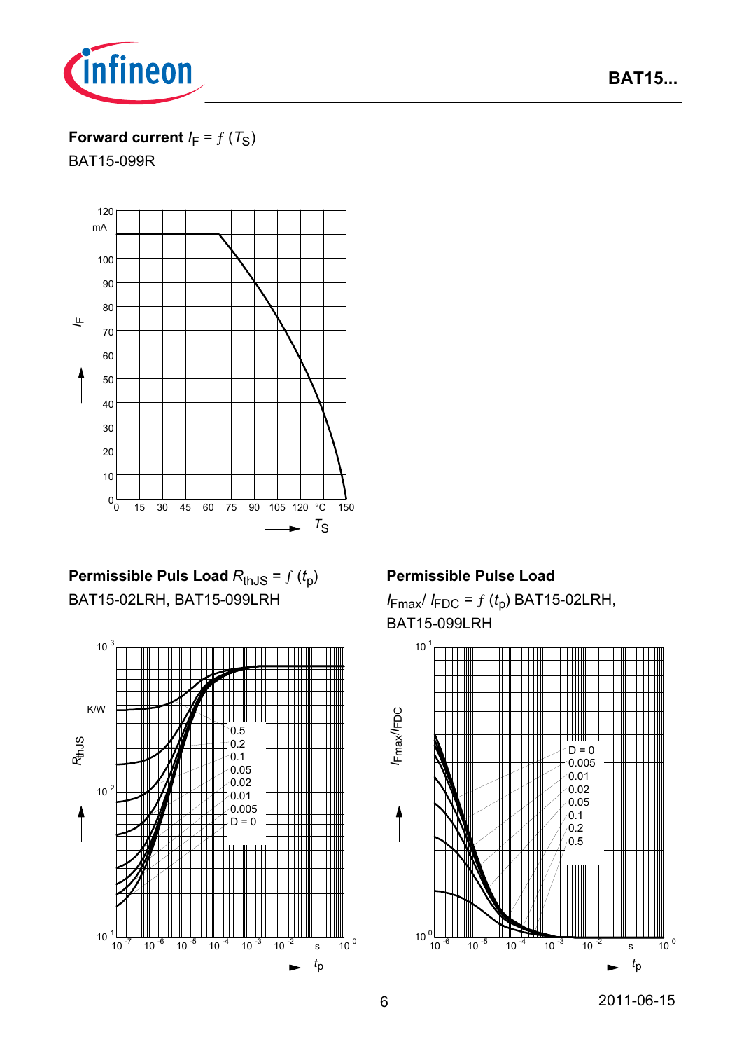**Forward current $I_F = f\,(T_S)$**

BAT15-099R

**Permissible Puls Load $R_{thJS} = f\,(t_p)$**

BAT15-02LRH, BAT15-099LRH

**Permissible Pulse Load**

$I_{Fmax}/\,I_{FDC} = f\,(t_p)$ BAT15-02LRH, BAT15-099LRH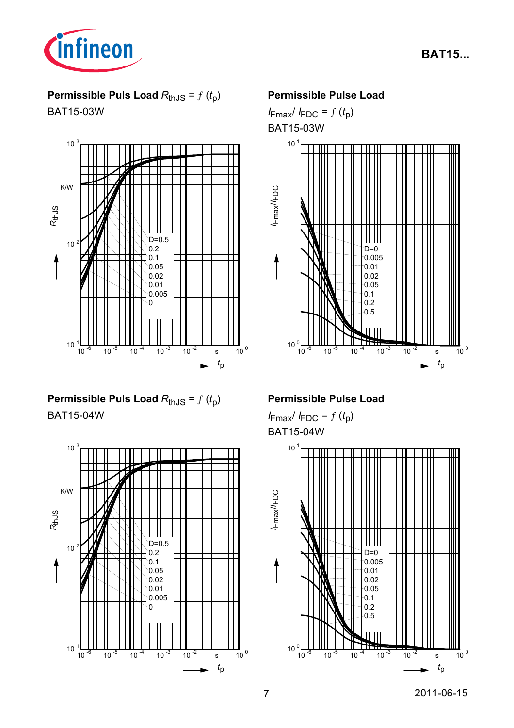**Permissible Puls Load $R_{thJS} = f(t_p)$**

BAT15-03W

$R_{thJS}$ (K/W), $10^1$ to $10^3$; $t_p$ (s), $10^{-6}$ to $10^0$

D=0.5
0.2
0.1
0.05
0.02
0.01
0.005
0

**Permissible Pulse Load**

$I_{Fmax}/ I_{FDC} = f(t_p)$

BAT15-03W

$I_{Fmax}/I_{FDC}$, $10^0$ to $10^1$; $t_p$ (s), $10^{-6}$ to $10^0$

D=0
0.005
0.01
0.02
0.05
0.1
0.2
0.5

**Permissible Puls Load $R_{thJS} = f(t_p)$**

BAT15-04W

$R_{thJS}$ (K/W), $10^1$ to $10^3$; $t_p$ (s), $10^{-6}$ to $10^0$

D=0.5
0.2
0.1
0.05
0.02
0.01
0.005
0

**Permissible Pulse Load**

$I_{Fmax}/ I_{FDC} = f(t_p)$

BAT15-04W

$I_{Fmax}/I_{FDC}$, $10^0$ to $10^1$; $t_p$ (s), $10^{-6}$ to $10^0$

D=0
0.005
0.01
0.02
0.05
0.1
0.2
0.5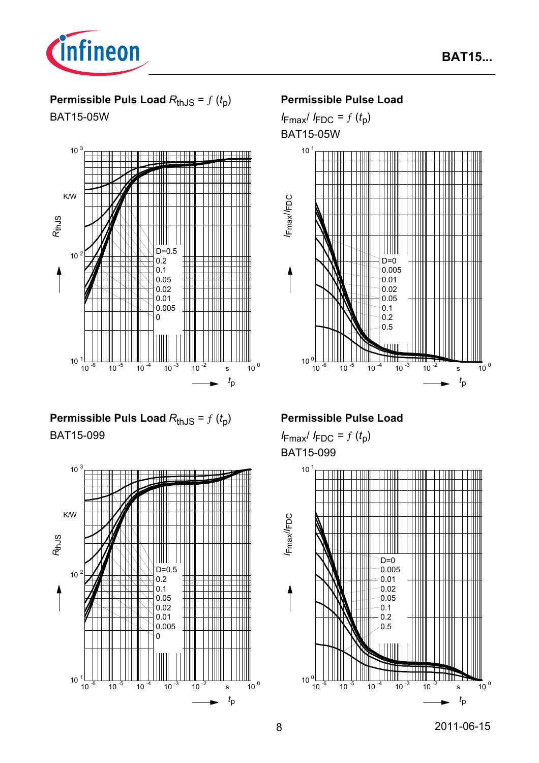**Permissible Puls Load $R_{thJS} = f(t_p)$**

BAT15-05W

$R_{thJS}$ (K/W), $10^1$ to $10^3$, versus $t_p$ (s), $10^{-6}$ to $10^0$

D=0.5
0.2
0.1
0.05
0.02
0.01
0.005
0

**Permissible Pulse Load**

$I_{Fmax}/I_{FDC} = f(t_p)$

BAT15-05W

$I_{Fmax}/I_{FDC}$, $10^0$ to $10^1$, versus $t_p$ (s), $10^{-6}$ to $10^0$

D=0
0.005
0.01
0.02
0.05
0.1
0.2
0.5

**Permissible Puls Load $R_{thJS} = f(t_p)$**

BAT15-099

$R_{thJS}$ (K/W), $10^1$ to $10^3$, versus $t_p$ (s), $10^{-6}$ to $10^0$

D=0.5
0.2
0.1
0.05
0.02
0.01
0.005
0

**Permissible Pulse Load**

$I_{Fmax}/I_{FDC} = f(t_p)$

BAT15-099

$I_{Fmax}/I_{FDC}$, $10^0$ to $10^1$, versus $t_p$ (s), $10^{-6}$ to $10^0$

D=0
0.005
0.01
0.02
0.05
0.1
0.2
0.5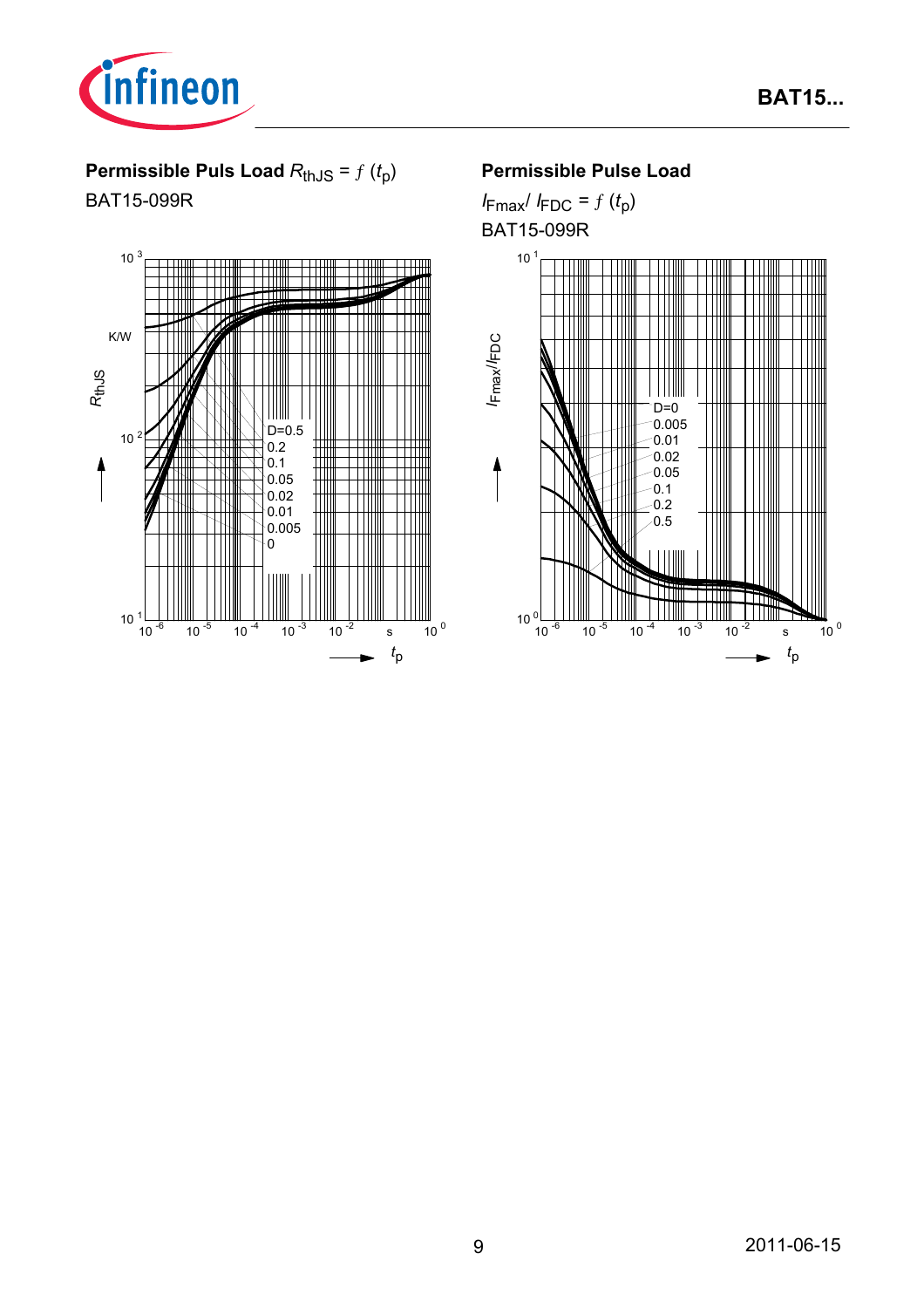**Permissible Puls Load $R_{thJS} = f\,(t_p)$**

BAT15-099R

$R_{thJS}$ (K/W) vs. $t_p$ (s)

D=0.5
0.2
0.1
0.05
0.02
0.01
0.005
0

**Permissible Pulse Load**

$I_{Fmax}/ I_{FDC} = f\,(t_p)$

BAT15-099R

$I_{Fmax}/I_{FDC}$ vs. $t_p$ (s)

D=0
0.005
0.01
0.02
0.05
0.1
0.2
0.5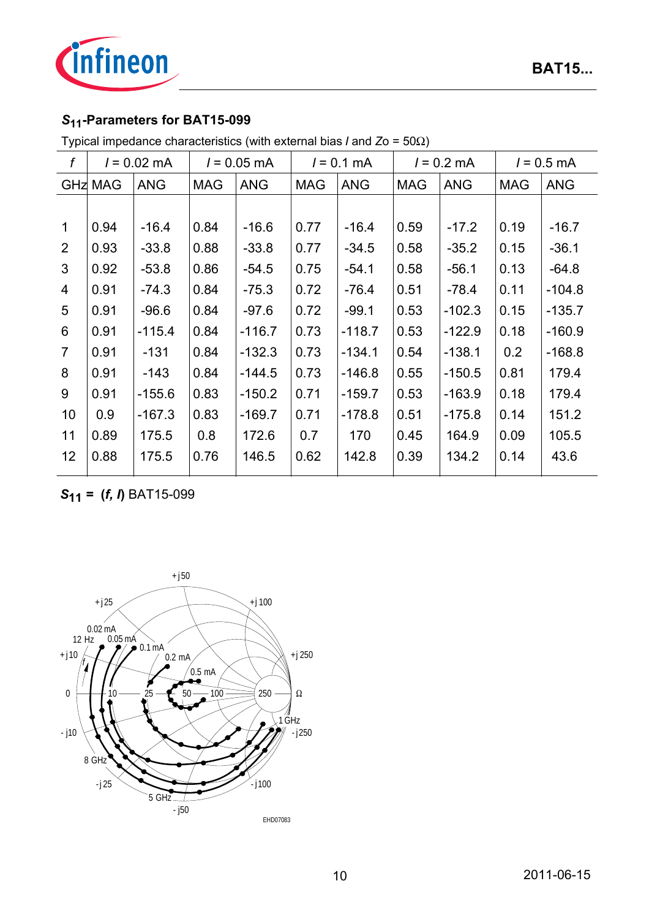## $S_{11}$-Parameters for BAT15-099

Typical impedance characteristics (with external bias *I* and *Zo* = 50Ω)

| *f* | *I* = 0.02 mA | | *I* = 0.05 mA | | *I* = 0.1 mA | | *I* = 0.2 mA | | *I* = 0.5 mA | |
|---|---|---|---|---|---|---|---|---|---|---|
| GHz | MAG | ANG | MAG | ANG | MAG | ANG | MAG | ANG | MAG | ANG |
| 1 | 0.94 | -16.4 | 0.84 | -16.6 | 0.77 | -16.4 | 0.59 | -17.2 | 0.19 | -16.7 |
| 2 | 0.93 | -33.8 | 0.88 | -33.8 | 0.77 | -34.5 | 0.58 | -35.2 | 0.15 | -36.1 |
| 3 | 0.92 | -53.8 | 0.86 | -54.5 | 0.75 | -54.1 | 0.58 | -56.1 | 0.13 | -64.8 |
| 4 | 0.91 | -74.3 | 0.84 | -75.3 | 0.72 | -76.4 | 0.51 | -78.4 | 0.11 | -104.8 |
| 5 | 0.91 | -96.6 | 0.84 | -97.6 | 0.72 | -99.1 | 0.53 | -102.3 | 0.15 | -135.7 |
| 6 | 0.91 | -115.4 | 0.84 | -116.7 | 0.73 | -118.7 | 0.53 | -122.9 | 0.18 | -160.9 |
| 7 | 0.91 | -131 | 0.84 | -132.3 | 0.73 | -134.1 | 0.54 | -138.1 | 0.2 | -168.8 |
| 8 | 0.91 | -143 | 0.84 | -144.5 | 0.73 | -146.8 | 0.55 | -150.5 | 0.81 | 179.4 |
| 9 | 0.91 | -155.6 | 0.83 | -150.2 | 0.71 | -159.7 | 0.53 | -163.9 | 0.18 | 179.4 |
| 10 | 0.9 | -167.3 | 0.83 | -169.7 | 0.71 | -178.8 | 0.51 | -175.8 | 0.14 | 151.2 |
| 11 | 0.89 | 175.5 | 0.8 | 172.6 | 0.7 | 170 | 0.45 | 164.9 | 0.09 | 105.5 |
| 12 | 0.88 | 175.5 | 0.76 | 146.5 | 0.62 | 142.8 | 0.39 | 134.2 | 0.14 | 43.6 |

$S_{11}$ = (*f*, *I*) BAT15-099

EHD07083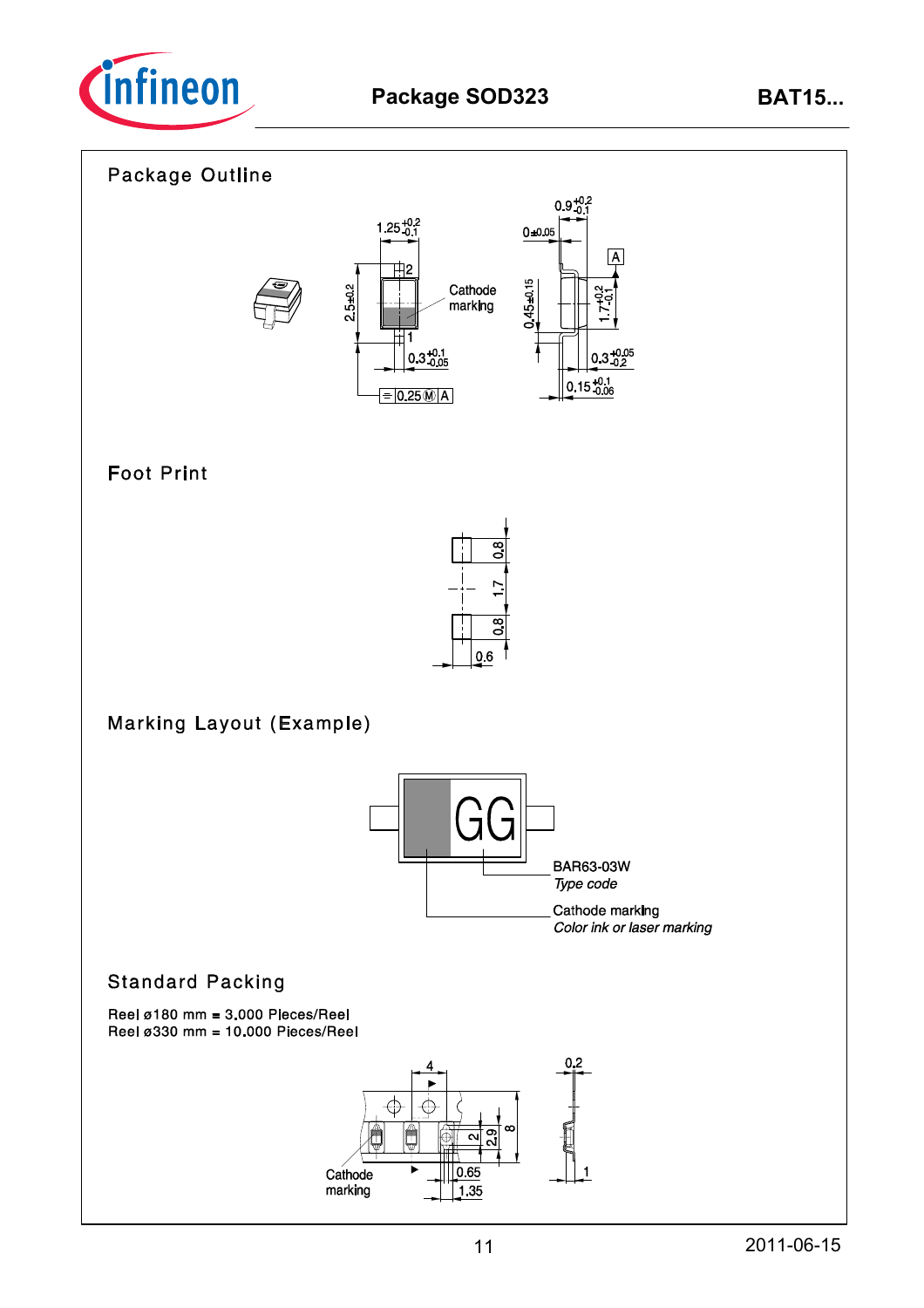# Package SOD323

## Package Outline

## Foot Print

## Marking Layout (Example)

BAR63-03W
*Type code*

Cathode marking
*Color ink or laser marking*

## Standard Packing

Reel ø180 mm = 3.000 Pieces/Reel
Reel ø330 mm = 10.000 Pieces/Reel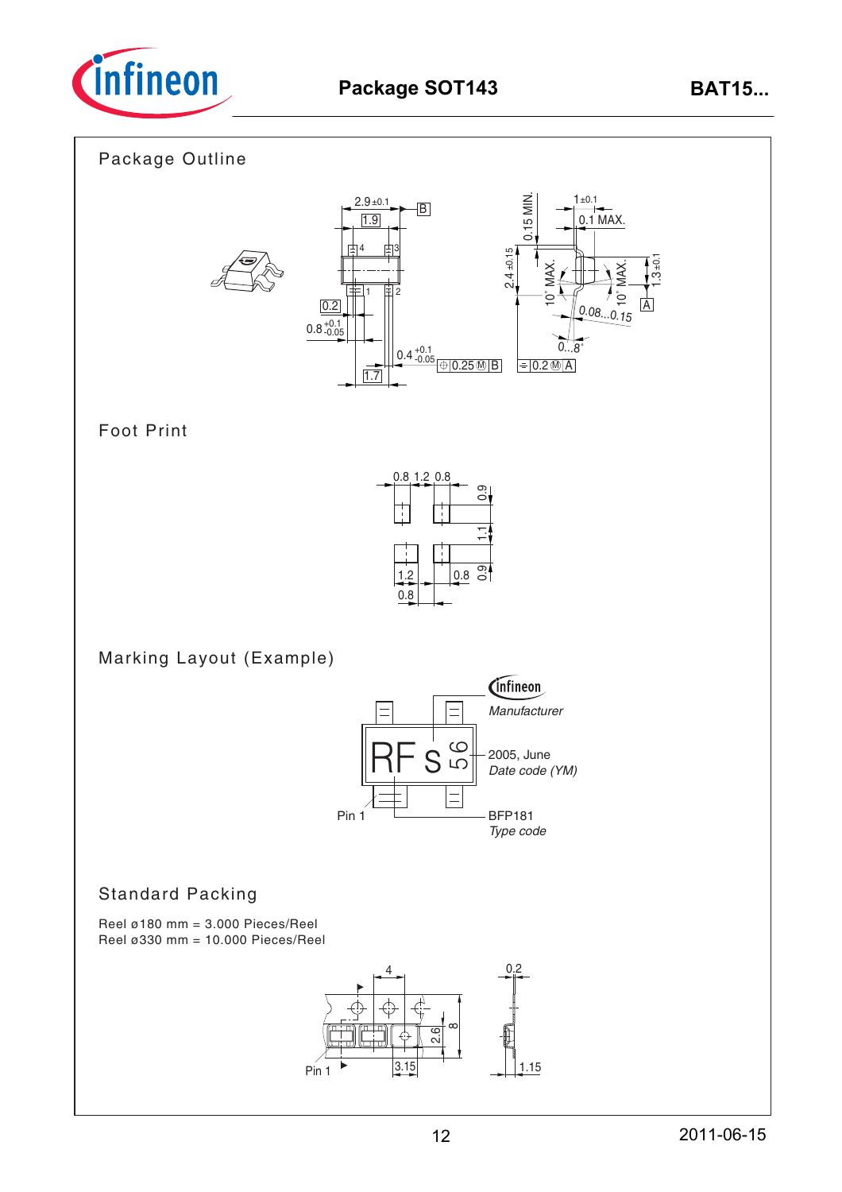## Package Outline

## Foot Print

## Marking Layout (Example)

## Standard Packing

Reel ø180 mm = 3.000 Pieces/Reel
Reel ø330 mm = 10.000 Pieces/Reel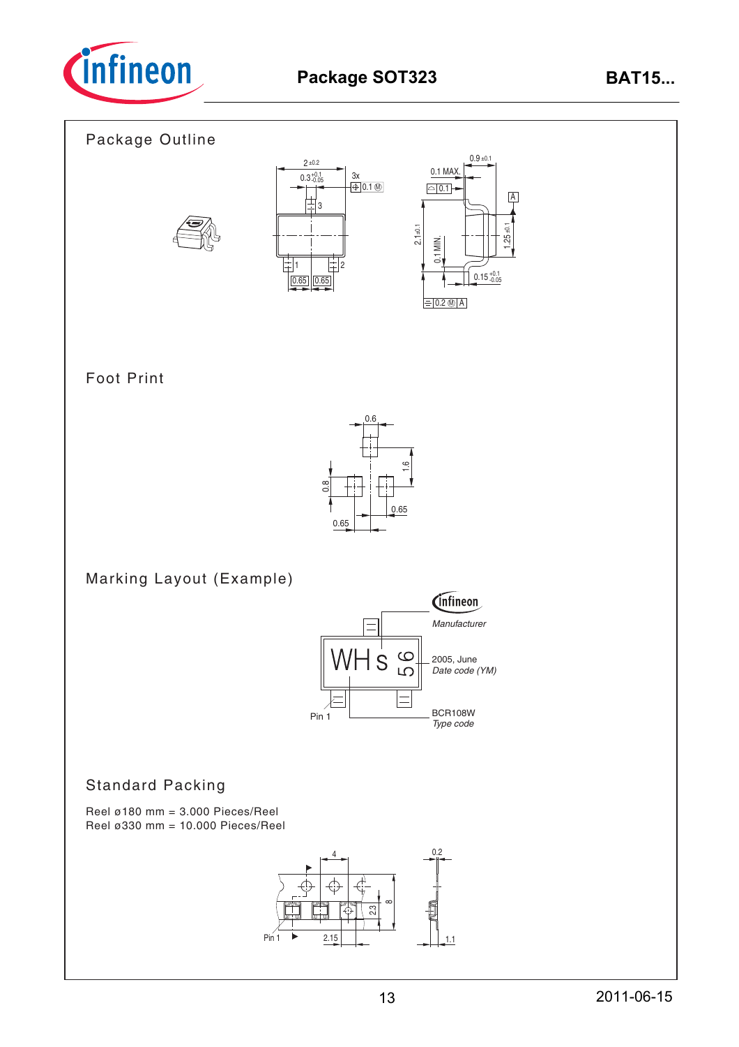# Package SOT323

## Package Outline

## Foot Print

## Marking Layout (Example)

## Standard Packing

Reel ø180 mm = 3.000 Pieces/Reel
Reel ø330 mm = 10.000 Pieces/Reel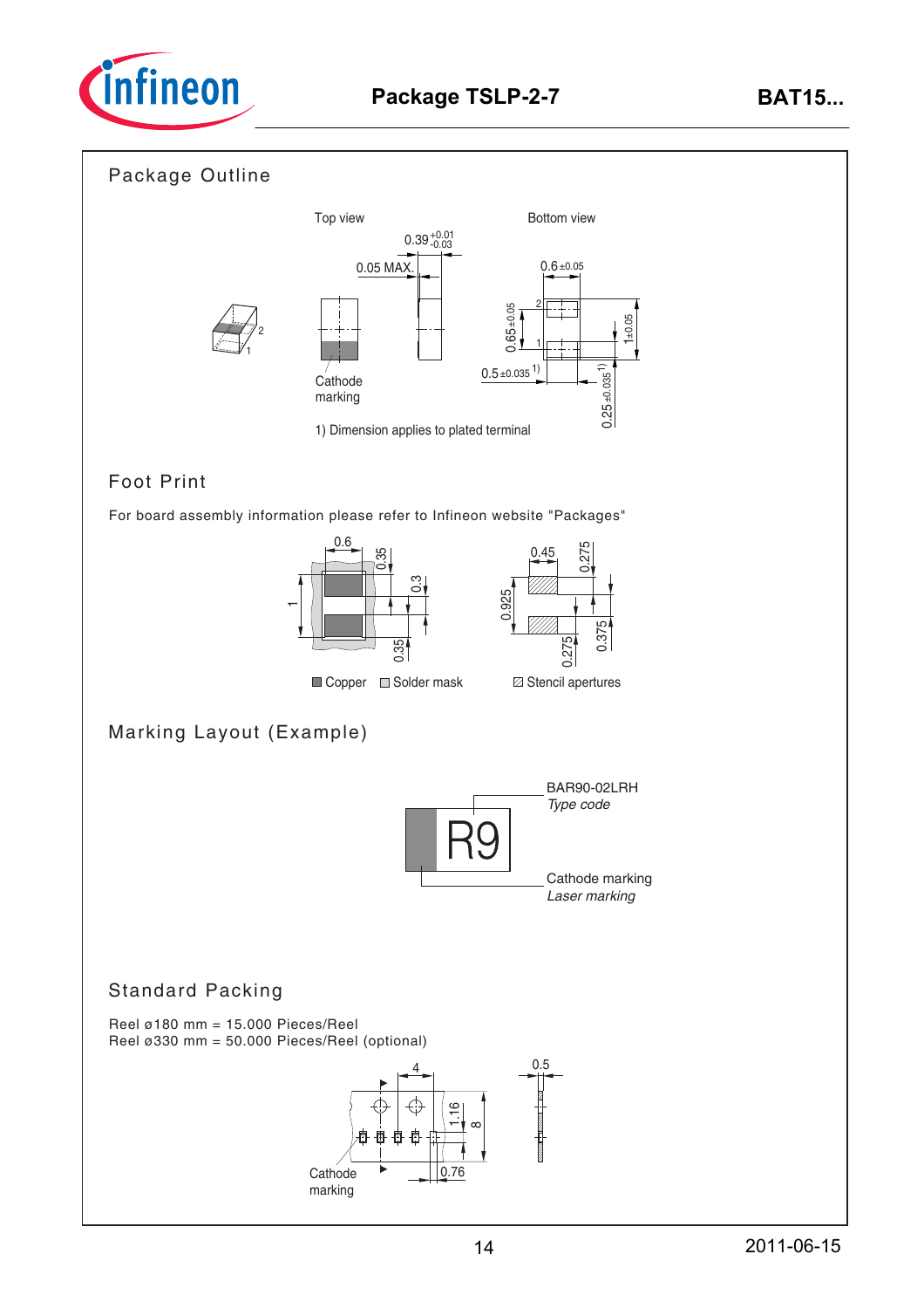## Package Outline

Top view

Bottom view

0.39 $^{+0.01}_{-0.03}$

0.05 MAX.

0.6 ±0.05

0.65 ±0.05

1±0.05

0.5 ±0.035 [1)]

0.25 ±0.035 [1)]

Cathode marking

1) Dimension applies to plated terminal

## Foot Print

For board assembly information please refer to Infineon website "Packages"

0.6, 0.35, 0.3, 1, 0.35

0.45, 0.275, 0.925, 0.275, 0.375

Copper  Solder mask  Stencil apertures

## Marking Layout (Example)

R9

BAR90-02LRH
*Type code*

Cathode marking
*Laser marking*

## Standard Packing

Reel ø180 mm = 15.000 Pieces/Reel
Reel ø330 mm = 50.000 Pieces/Reel (optional)

4, 1.16, 8, 0.76, 0.5

Cathode marking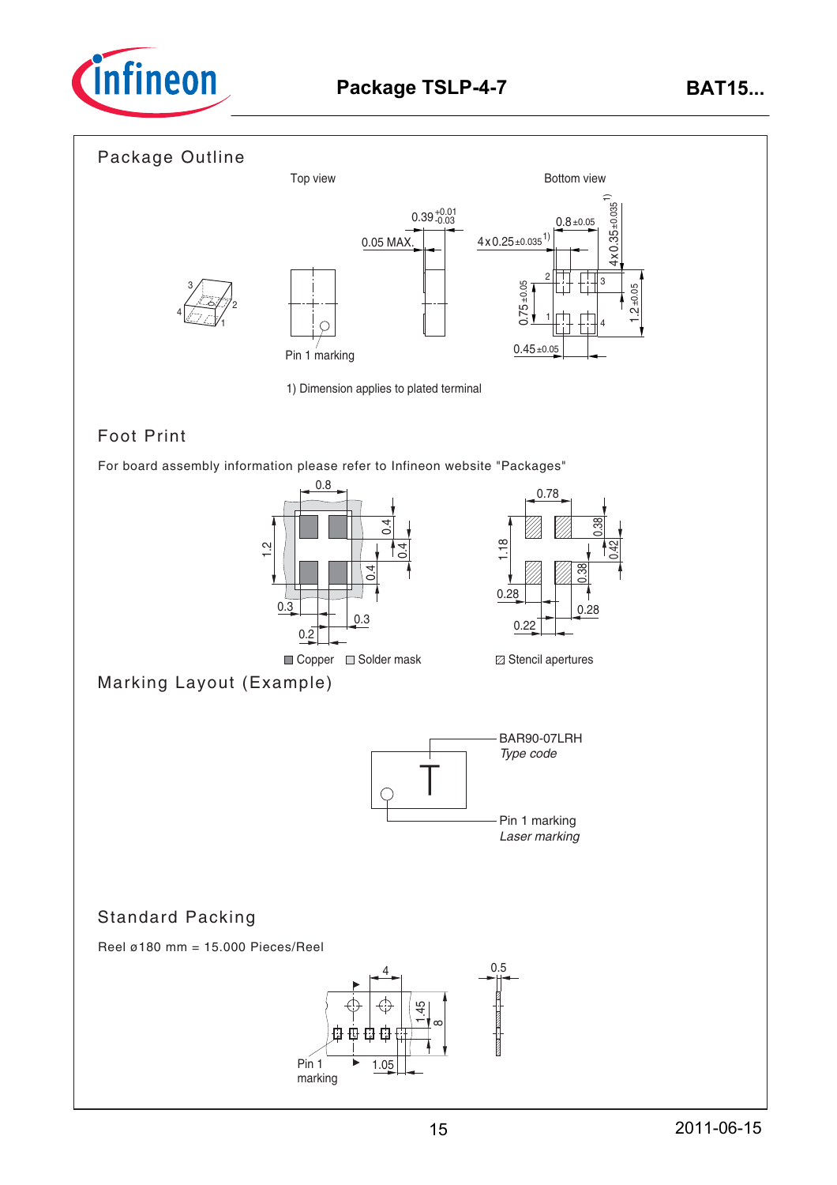# Package TSLP-4-7

## Package Outline

Top view

Bottom view

0.39 $^{+0.01}_{-0.03}$

0.05 MAX.

0.8 ±0.05

4 x 0.25 ±0.035 1)

4 x 0.35 ±0.035 1)

0.75 ±0.05

1.2 ±0.05

0.45 ±0.05

Pin 1 marking

1) Dimension applies to plated terminal

## Foot Print

For board assembly information please refer to Infineon website "Packages"

0.8, 1.2, 0.4, 0.4, 0.4, 0.3, 0.3, 0.2

Copper  Solder mask

0.78, 1.18, 0.38, 0.42, 0.38, 0.28, 0.28, 0.22

Stencil apertures

## Marking Layout (Example)

BAR90-07LRH
*Type code*

Pin 1 marking
*Laser marking*

## Standard Packing

Reel ø180 mm = 15.000 Pieces/Reel

4, 1.45, 8, 1.05, 0.5

Pin 1 marking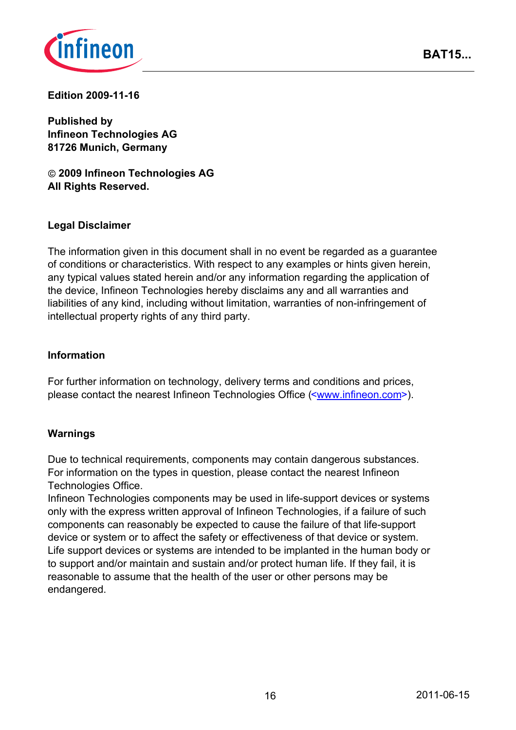**Edition 2009-11-16**

**Published by**
**Infineon Technologies AG**
**81726 Munich, Germany**

**© 2009 Infineon Technologies AG**
**All Rights Reserved.**

## Legal Disclaimer

The information given in this document shall in no event be regarded as a guarantee of conditions or characteristics. With respect to any examples or hints given herein, any typical values stated herein and/or any information regarding the application of the device, Infineon Technologies hereby disclaims any and all warranties and liabilities of any kind, including without limitation, warranties of non-infringement of intellectual property rights of any third party.

## Information

For further information on technology, delivery terms and conditions and prices, please contact the nearest Infineon Technologies Office (<www.infineon.com>).

## Warnings

Due to technical requirements, components may contain dangerous substances. For information on the types in question, please contact the nearest Infineon Technologies Office.
Infineon Technologies components may be used in life-support devices or systems only with the express written approval of Infineon Technologies, if a failure of such components can reasonably be expected to cause the failure of that life-support device or system or to affect the safety or effectiveness of that device or system. Life support devices or systems are intended to be implanted in the human body or to support and/or maintain and sustain and/or protect human life. If they fail, it is reasonable to assume that the health of the user or other persons may be endangered.